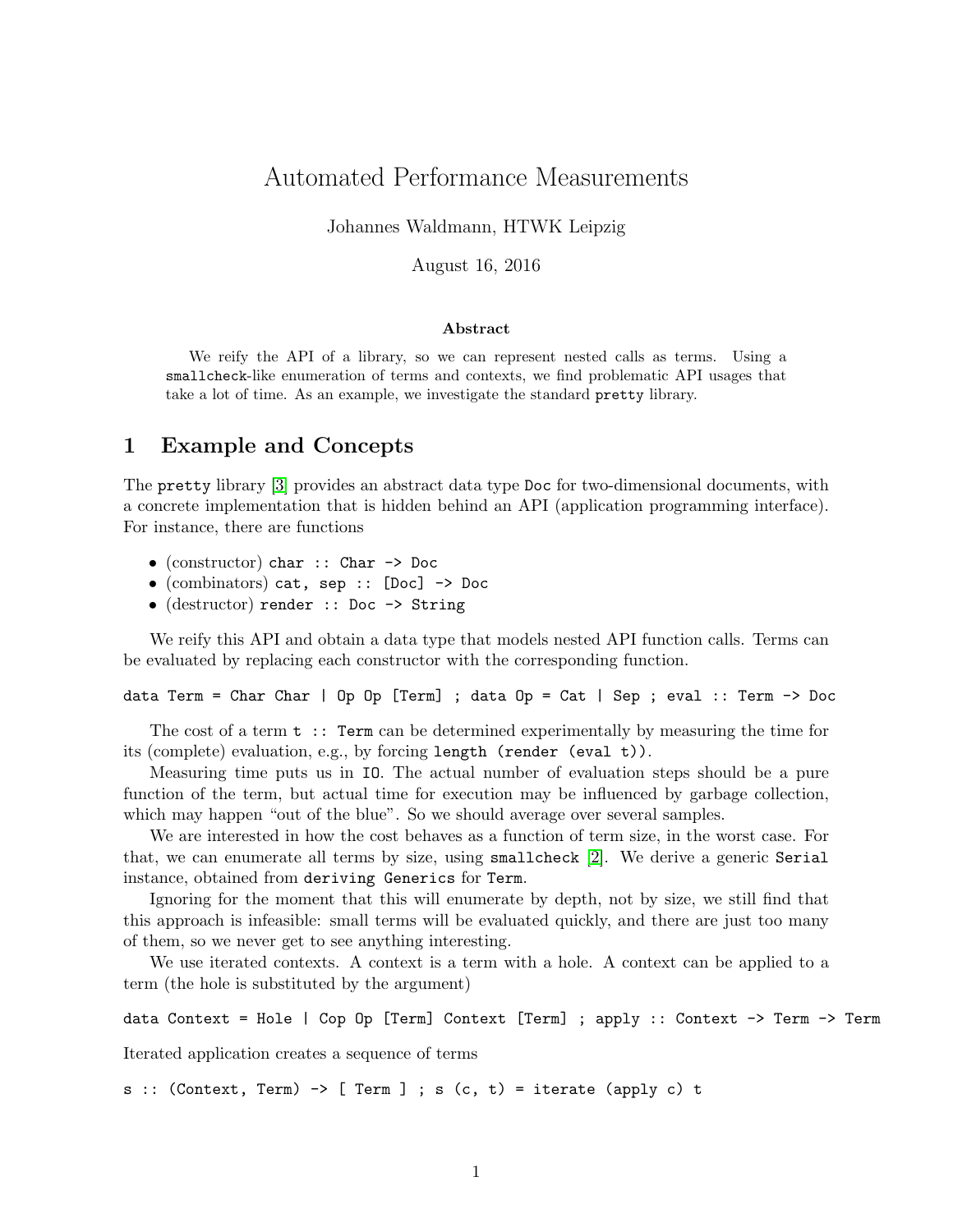# Automated Performance Measurements

Johannes Waldmann, HTWK Leipzig

August 16, 2016

**Abstract**

We reify the API of a library, so we can represent nested calls as terms. Using a `smallcheck`-like enumeration of terms and contexts, we find problematic API usages that take a lot of time. As an example, we investigate the standard `pretty` library.

## 1 Example and Concepts

The `pretty` library [3] provides an abstract data type `Doc` for two-dimensional documents, with a concrete implementation that is hidden behind an API (application programming interface). For instance, there are functions

- (constructor) `char :: Char -> Doc`
- (combinators) `cat, sep :: [Doc] -> Doc`
- (destructor) `render :: Doc -> String`

We reify this API and obtain a data type that models nested API function calls. Terms can be evaluated by replacing each constructor with the corresponding function.

```
data Term = Char Char | Op Op [Term] ; data Op = Cat | Sep ; eval :: Term -> Doc
```

The cost of a term `t :: Term` can be determined experimentally by measuring the time for its (complete) evaluation, e.g., by forcing `length (render (eval t))`.

Measuring time puts us in `IO`. The actual number of evaluation steps should be a pure function of the term, but actual time for execution may be influenced by garbage collection, which may happen "out of the blue". So we should average over several samples.

We are interested in how the cost behaves as a function of term size, in the worst case. For that, we can enumerate all terms by size, using `smallcheck` [2]. We derive a generic `Serial` instance, obtained from `deriving Generics` for `Term`.

Ignoring for the moment that this will enumerate by depth, not by size, we still find that this approach is infeasible: small terms will be evaluated quickly, and there are just too many of them, so we never get to see anything interesting.

We use iterated contexts. A context is a term with a hole. A context can be applied to a term (the hole is substituted by the argument)

```
data Context = Hole | Cop Op [Term] Context [Term] ; apply :: Context -> Term -> Term
```

Iterated application creates a sequence of terms

```
s :: (Context, Term) -> [ Term ] ; s (c, t) = iterate (apply c) t
```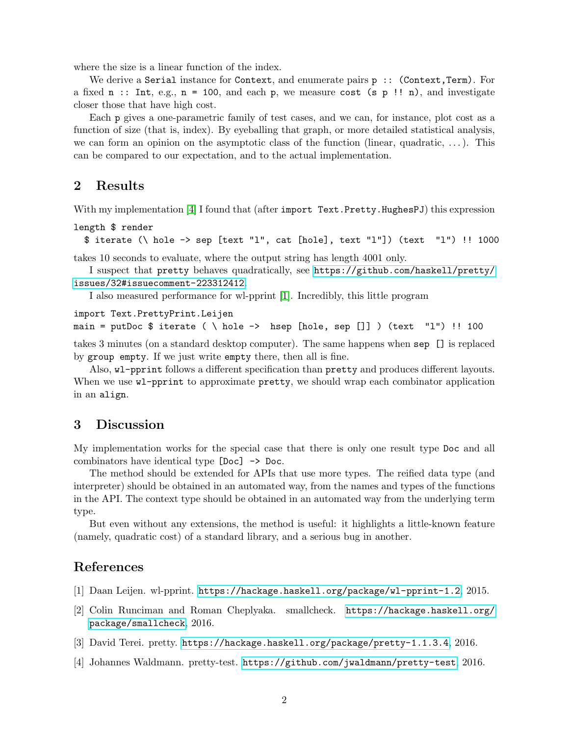where the size is a linear function of the index.

We derive a `Serial` instance for `Context`, and enumerate pairs `p :: (Context,Term)`. For a fixed `n :: Int`, e.g., `n = 100`, and each `p`, we measure `cost (s p !! n)`, and investigate closer those that have high cost.

Each `p` gives a one-parametric family of test cases, and we can, for instance, plot cost as a function of size (that is, index). By eyeballing that graph, or more detailed statistical analysis, we can form an opinion on the asymptotic class of the function (linear, quadratic, ...). This can be compared to our expectation, and to the actual implementation.

## 2 Results

With my implementation [4] I found that (after `import Text.Pretty.HughesPJ`) this expression

```
length $ render
  $ iterate (\ hole -> sep [text "l", cat [hole], text "l"]) (text  "l") !! 1000
```

takes 10 seconds to evaluate, where the output string has length 4001 only.

I suspect that `pretty` behaves quadratically, see https://github.com/haskell/pretty/issues/32#issuecomment-223312412.

I also measured performance for wl-pprint [1]. Incredibly, this little program

```
import Text.PrettyPrint.Leijen
main = putDoc $ iterate ( \ hole ->  hsep [hole, sep []] ) (text  "l") !! 100
```

takes 3 minutes (on a standard desktop computer). The same happens when `sep []` is replaced by `group empty`. If we just write `empty` there, then all is fine.

Also, `wl-pprint` follows a different specification than `pretty` and produces different layouts. When we use `wl-pprint` to approximate `pretty`, we should wrap each combinator application in an `align`.

## 3 Discussion

My implementation works for the special case that there is only one result type `Doc` and all combinators have identical type `[Doc] -> Doc`.

The method should be extended for APIs that use more types. The reified data type (and interpreter) should be obtained in an automated way, from the names and types of the functions in the API. The context type should be obtained in an automated way from the underlying term type.

But even without any extensions, the method is useful: it highlights a little-known feature (namely, quadratic cost) of a standard library, and a serious bug in another.

## References

[1] Daan Leijen. wl-pprint. https://hackage.haskell.org/package/wl-pprint-1.2, 2015.

[2] Colin Runciman and Roman Cheplyaka. smallcheck. https://hackage.haskell.org/package/smallcheck, 2016.

[3] David Terei. pretty. https://hackage.haskell.org/package/pretty-1.1.3.4, 2016.

[4] Johannes Waldmann. pretty-test. https://github.com/jwaldmann/pretty-test, 2016.